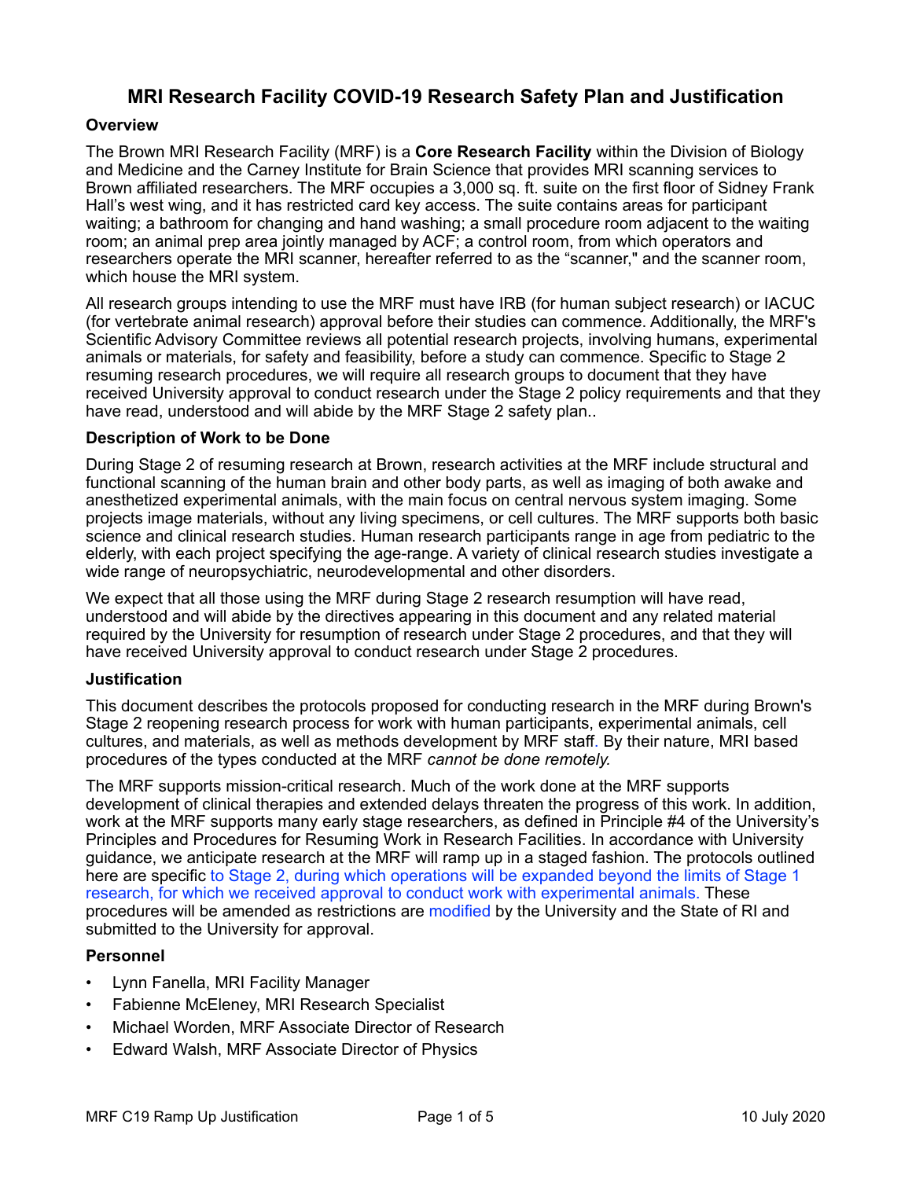# MRI Research Facility COVID-19 Research Safety Plan and Justification

### Overview

The Brown MRI Research Facility (MRF) is a **Core Research Facility** within the Division of Biology and Medicine and the Carney Institute for Brain Science that provides MRI scanning services to Brown affiliated researchers. The MRF occupies a 3,000 sq. ft. suite on the first floor of Sidney Frank Hall's west wing, and it has restricted card key access. The suite contains areas for participant waiting; a bathroom for changing and hand washing; a small procedure room adjacent to the waiting room; an animal prep area jointly managed by ACF; a control room, from which operators and researchers operate the MRI scanner, hereafter referred to as the "scanner," and the scanner room, which house the MRI system.

All research groups intending to use the MRF must have IRB (for human subject research) or IACUC (for vertebrate animal research) approval before their studies can commence. Additionally, the MRF's Scientific Advisory Committee reviews all potential research projects, involving humans, experimental animals or materials, for safety and feasibility, before a study can commence. Specific to Stage 2 resuming research procedures, we will require all research groups to document that they have received University approval to conduct research under the Stage 2 policy requirements and that they have read, understood and will abide by the MRF Stage 2 safety plan..

### Description of Work to be Done

During Stage 2 of resuming research at Brown, research activities at the MRF include structural and functional scanning of the human brain and other body parts, as well as imaging of both awake and anesthetized experimental animals, with the main focus on central nervous system imaging. Some projects image materials, without any living specimens, or cell cultures. The MRF supports both basic science and clinical research studies. Human research participants range in age from pediatric to the elderly, with each project specifying the age-range. A variety of clinical research studies investigate a wide range of neuropsychiatric, neurodevelopmental and other disorders.

We expect that all those using the MRF during Stage 2 research resumption will have read, understood and will abide by the directives appearing in this document and any related material required by the University for resumption of research under Stage 2 procedures, and that they will have received University approval to conduct research under Stage 2 procedures.

### Justification

This document describes the protocols proposed for conducting research in the MRF during Brown's Stage 2 reopening research process for work with human participants, experimental animals, cell cultures, and materials, as well as methods development by MRF staff. By their nature, MRI based procedures of the types conducted at the MRF *cannot be done remotely.*

The MRF supports mission-critical research. Much of the work done at the MRF supports development of clinical therapies and extended delays threaten the progress of this work. In addition, work at the MRF supports many early stage researchers, as defined in Principle #4 of the University's Principles and Procedures for Resuming Work in Research Facilities. In accordance with University guidance, we anticipate research at the MRF will ramp up in a staged fashion. The protocols outlined here are specific to Stage 2, during which operations will be expanded beyond the limits of Stage 1 research, for which we received approval to conduct work with experimental animals. These procedures will be amended as restrictions are modified by the University and the State of RI and submitted to the University for approval.

### Personnel

- Lynn Fanella, MRI Facility Manager
- Fabienne McEleney, MRI Research Specialist
- Michael Worden, MRF Associate Director of Research
- Edward Walsh, MRF Associate Director of Physics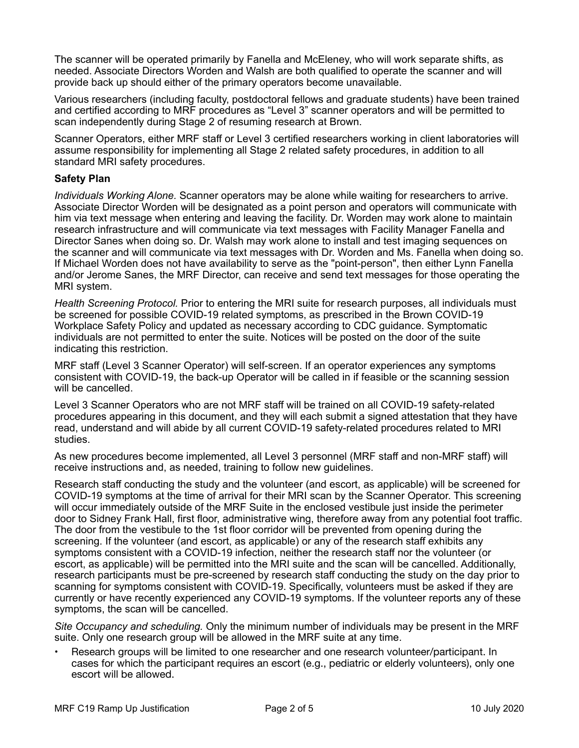The scanner will be operated primarily by Fanella and McEleney, who will work separate shifts, as needed. Associate Directors Worden and Walsh are both qualified to operate the scanner and will provide back up should either of the primary operators become unavailable.

Various researchers (including faculty, postdoctoral fellows and graduate students) have been trained and certified according to MRF procedures as "Level 3" scanner operators and will be permitted to scan independently during Stage 2 of resuming research at Brown.

Scanner Operators, either MRF staff or Level 3 certified researchers working in client laboratories will assume responsibility for implementing all Stage 2 related safety procedures, in addition to all standard MRI safety procedures.

**Safety Plan**

*Individuals Working Alone.* Scanner operators may be alone while waiting for researchers to arrive. Associate Director Worden will be designated as a point person and operators will communicate with him via text message when entering and leaving the facility. Dr. Worden may work alone to maintain research infrastructure and will communicate via text messages with Facility Manager Fanella and Director Sanes when doing so. Dr. Walsh may work alone to install and test imaging sequences on the scanner and will communicate via text messages with Dr. Worden and Ms. Fanella when doing so. If Michael Worden does not have availability to serve as the "point-person", then either Lynn Fanella and/or Jerome Sanes, the MRF Director, can receive and send text messages for those operating the MRI system.

*Health Screening Protocol.* Prior to entering the MRI suite for research purposes, all individuals must be screened for possible COVID-19 related symptoms, as prescribed in the Brown COVID-19 Workplace Safety Policy and updated as necessary according to CDC guidance. Symptomatic individuals are not permitted to enter the suite. Notices will be posted on the door of the suite indicating this restriction.

MRF staff (Level 3 Scanner Operator) will self-screen. If an operator experiences any symptoms consistent with COVID-19, the back-up Operator will be called in if feasible or the scanning session will be cancelled.

Level 3 Scanner Operators who are not MRF staff will be trained on all COVID-19 safety-related procedures appearing in this document, and they will each submit a signed attestation that they have read, understand and will abide by all current COVID-19 safety-related procedures related to MRI studies.

As new procedures become implemented, all Level 3 personnel (MRF staff and non-MRF staff) will receive instructions and, as needed, training to follow new guidelines.

Research staff conducting the study and the volunteer (and escort, as applicable) will be screened for COVID-19 symptoms at the time of arrival for their MRI scan by the Scanner Operator. This screening will occur immediately outside of the MRF Suite in the enclosed vestibule just inside the perimeter door to Sidney Frank Hall, first floor, administrative wing, therefore away from any potential foot traffic. The door from the vestibule to the 1st floor corridor will be prevented from opening during the screening. If the volunteer (and escort, as applicable) or any of the research staff exhibits any symptoms consistent with a COVID-19 infection, neither the research staff nor the volunteer (or escort, as applicable) will be permitted into the MRI suite and the scan will be cancelled. Additionally, research participants must be pre-screened by research staff conducting the study on the day prior to scanning for symptoms consistent with COVID-19. Specifically, volunteers must be asked if they are currently or have recently experienced any COVID-19 symptoms. If the volunteer reports any of these symptoms, the scan will be cancelled.

*Site Occupancy and scheduling.* Only the minimum number of individuals may be present in the MRF suite. Only one research group will be allowed in the MRF suite at any time.

- Research groups will be limited to one researcher and one research volunteer/participant. In cases for which the participant requires an escort (e.g., pediatric or elderly volunteers), only one escort will be allowed.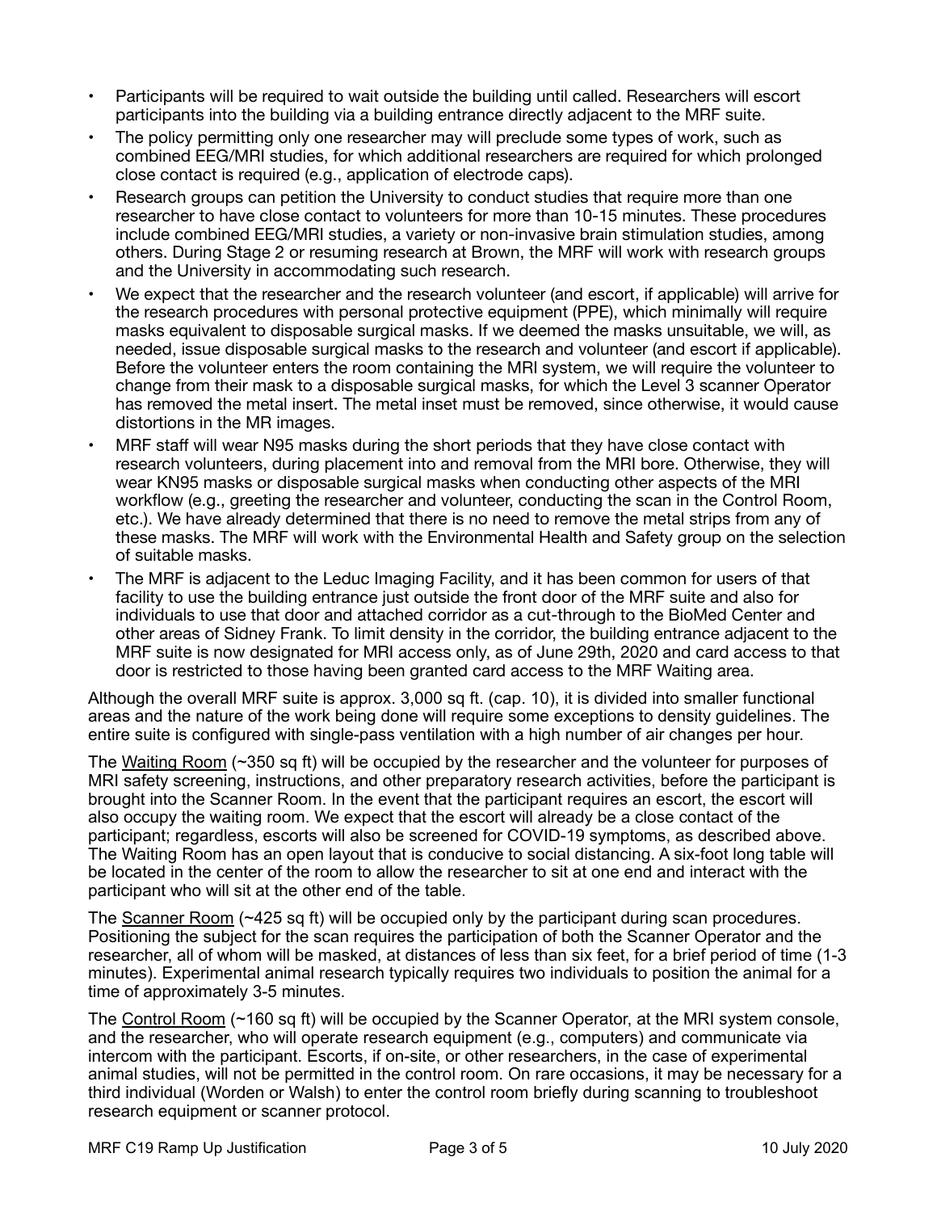- Participants will be required to wait outside the building until called. Researchers will escort participants into the building via a building entrance directly adjacent to the MRF suite.
- The policy permitting only one researcher may will preclude some types of work, such as combined EEG/MRI studies, for which additional researchers are required for which prolonged close contact is required (e.g., application of electrode caps).
- Research groups can petition the University to conduct studies that require more than one researcher to have close contact to volunteers for more than 10-15 minutes. These procedures include combined EEG/MRI studies, a variety or non-invasive brain stimulation studies, among others. During Stage 2 or resuming research at Brown, the MRF will work with research groups and the University in accommodating such research.
- We expect that the researcher and the research volunteer (and escort, if applicable) will arrive for the research procedures with personal protective equipment (PPE), which minimally will require masks equivalent to disposable surgical masks. If we deemed the masks unsuitable, we will, as needed, issue disposable surgical masks to the research and volunteer (and escort if applicable). Before the volunteer enters the room containing the MRI system, we will require the volunteer to change from their mask to a disposable surgical masks, for which the Level 3 scanner Operator has removed the metal insert. The metal inset must be removed, since otherwise, it would cause distortions in the MR images.
- MRF staff will wear N95 masks during the short periods that they have close contact with research volunteers, during placement into and removal from the MRI bore. Otherwise, they will wear KN95 masks or disposable surgical masks when conducting other aspects of the MRI workflow (e.g., greeting the researcher and volunteer, conducting the scan in the Control Room, etc.). We have already determined that there is no need to remove the metal strips from any of these masks. The MRF will work with the Environmental Health and Safety group on the selection of suitable masks.
- The MRF is adjacent to the Leduc Imaging Facility, and it has been common for users of that facility to use the building entrance just outside the front door of the MRF suite and also for individuals to use that door and attached corridor as a cut-through to the BioMed Center and other areas of Sidney Frank. To limit density in the corridor, the building entrance adjacent to the MRF suite is now designated for MRI access only, as of June 29th, 2020 and card access to that door is restricted to those having been granted card access to the MRF Waiting area.

Although the overall MRF suite is approx. 3,000 sq ft. (cap. 10), it is divided into smaller functional areas and the nature of the work being done will require some exceptions to density guidelines. The entire suite is configured with single-pass ventilation with a high number of air changes per hour.

The Waiting Room (~350 sq ft) will be occupied by the researcher and the volunteer for purposes of MRI safety screening, instructions, and other preparatory research activities, before the participant is brought into the Scanner Room. In the event that the participant requires an escort, the escort will also occupy the waiting room. We expect that the escort will already be a close contact of the participant; regardless, escorts will also be screened for COVID-19 symptoms, as described above. The Waiting Room has an open layout that is conducive to social distancing. A six-foot long table will be located in the center of the room to allow the researcher to sit at one end and interact with the participant who will sit at the other end of the table.

The Scanner Room (~425 sq ft) will be occupied only by the participant during scan procedures. Positioning the subject for the scan requires the participation of both the Scanner Operator and the researcher, all of whom will be masked, at distances of less than six feet, for a brief period of time (1-3 minutes). Experimental animal research typically requires two individuals to position the animal for a time of approximately 3-5 minutes.

The Control Room (~160 sq ft) will be occupied by the Scanner Operator, at the MRI system console, and the researcher, who will operate research equipment (e.g., computers) and communicate via intercom with the participant. Escorts, if on-site, or other researchers, in the case of experimental animal studies, will not be permitted in the control room. On rare occasions, it may be necessary for a third individual (Worden or Walsh) to enter the control room briefly during scanning to troubleshoot research equipment or scanner protocol.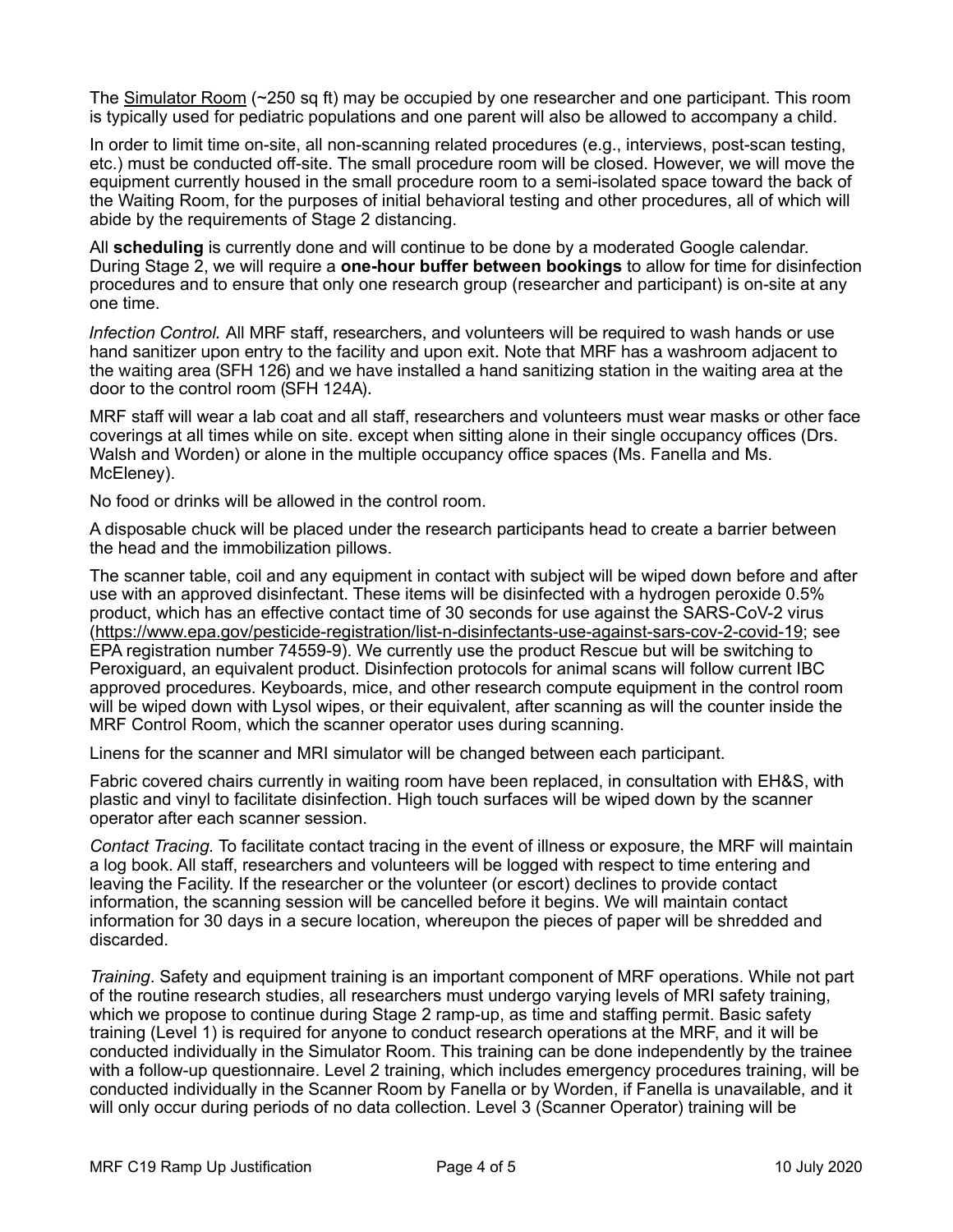The Simulator Room (~250 sq ft) may be occupied by one researcher and one participant. This room is typically used for pediatric populations and one parent will also be allowed to accompany a child.

In order to limit time on-site, all non-scanning related procedures (e.g., interviews, post-scan testing, etc.) must be conducted off-site. The small procedure room will be closed. However, we will move the equipment currently housed in the small procedure room to a semi-isolated space toward the back of the Waiting Room, for the purposes of initial behavioral testing and other procedures, all of which will abide by the requirements of Stage 2 distancing.

All **scheduling** is currently done and will continue to be done by a moderated Google calendar. During Stage 2, we will require a **one-hour buffer between bookings** to allow for time for disinfection procedures and to ensure that only one research group (researcher and participant) is on-site at any one time.

*Infection Control.* All MRF staff, researchers, and volunteers will be required to wash hands or use hand sanitizer upon entry to the facility and upon exit. Note that MRF has a washroom adjacent to the waiting area (SFH 126) and we have installed a hand sanitizing station in the waiting area at the door to the control room (SFH 124A).

MRF staff will wear a lab coat and all staff, researchers and volunteers must wear masks or other face coverings at all times while on site. except when sitting alone in their single occupancy offices (Drs. Walsh and Worden) or alone in the multiple occupancy office spaces (Ms. Fanella and Ms. McEleney).

No food or drinks will be allowed in the control room.

A disposable chuck will be placed under the research participants head to create a barrier between the head and the immobilization pillows.

The scanner table, coil and any equipment in contact with subject will be wiped down before and after use with an approved disinfectant. These items will be disinfected with a hydrogen peroxide 0.5% product, which has an effective contact time of 30 seconds for use against the SARS-CoV-2 virus (https://www.epa.gov/pesticide-registration/list-n-disinfectants-use-against-sars-cov-2-covid-19; see EPA registration number 74559-9). We currently use the product Rescue but will be switching to Peroxiguard, an equivalent product. Disinfection protocols for animal scans will follow current IBC approved procedures. Keyboards, mice, and other research compute equipment in the control room will be wiped down with Lysol wipes, or their equivalent, after scanning as will the counter inside the MRF Control Room, which the scanner operator uses during scanning.

Linens for the scanner and MRI simulator will be changed between each participant.

Fabric covered chairs currently in waiting room have been replaced, in consultation with EH&S, with plastic and vinyl to facilitate disinfection. High touch surfaces will be wiped down by the scanner operator after each scanner session.

*Contact Tracing.* To facilitate contact tracing in the event of illness or exposure, the MRF will maintain a log book. All staff, researchers and volunteers will be logged with respect to time entering and leaving the Facility. If the researcher or the volunteer (or escort) declines to provide contact information, the scanning session will be cancelled before it begins. We will maintain contact information for 30 days in a secure location, whereupon the pieces of paper will be shredded and discarded.

*Training*. Safety and equipment training is an important component of MRF operations. While not part of the routine research studies, all researchers must undergo varying levels of MRI safety training, which we propose to continue during Stage 2 ramp-up, as time and staffing permit. Basic safety training (Level 1) is required for anyone to conduct research operations at the MRF, and it will be conducted individually in the Simulator Room. This training can be done independently by the trainee with a follow-up questionnaire. Level 2 training, which includes emergency procedures training, will be conducted individually in the Scanner Room by Fanella or by Worden, if Fanella is unavailable, and it will only occur during periods of no data collection. Level 3 (Scanner Operator) training will be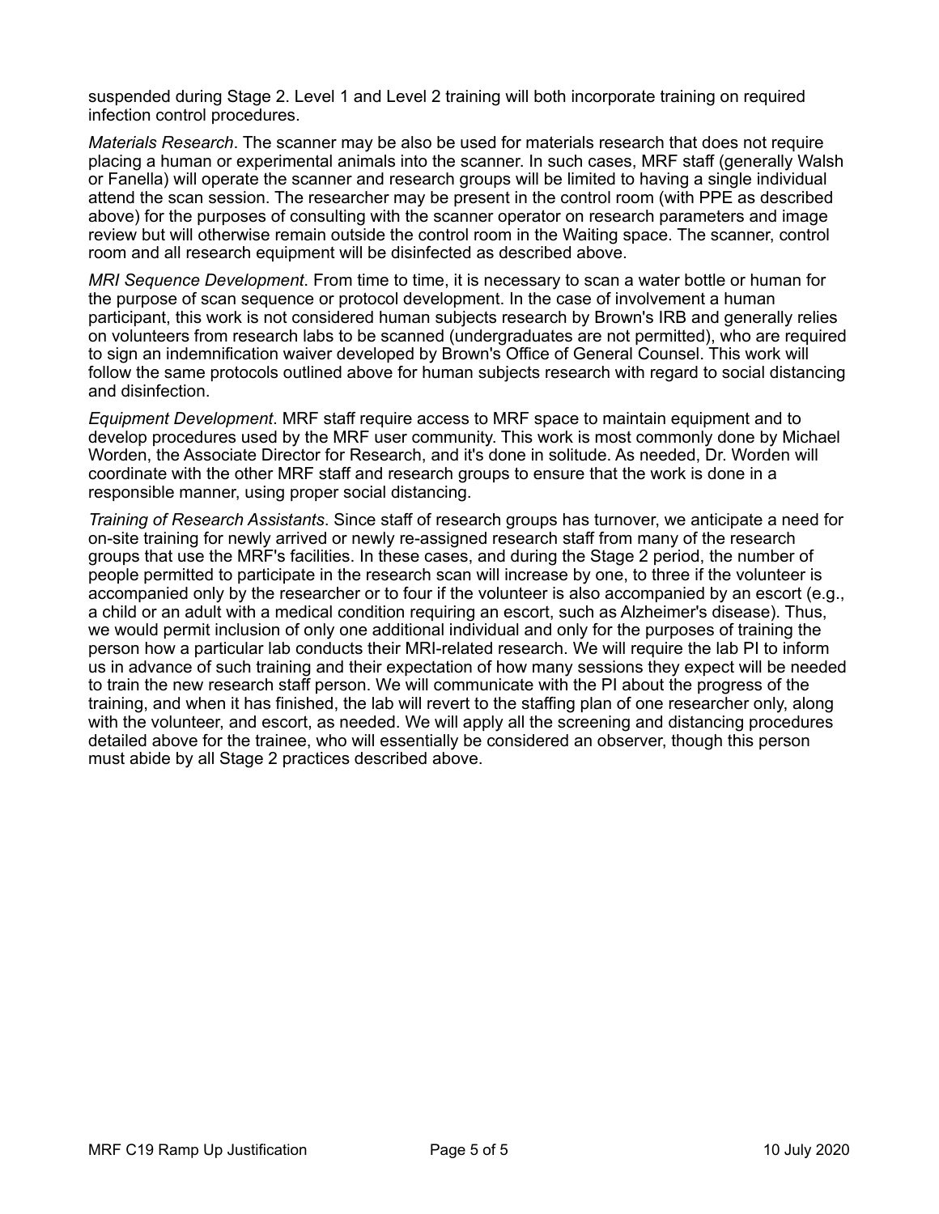suspended during Stage 2. Level 1 and Level 2 training will both incorporate training on required infection control procedures.

*Materials Research*. The scanner may be also be used for materials research that does not require placing a human or experimental animals into the scanner. In such cases, MRF staff (generally Walsh or Fanella) will operate the scanner and research groups will be limited to having a single individual attend the scan session. The researcher may be present in the control room (with PPE as described above) for the purposes of consulting with the scanner operator on research parameters and image review but will otherwise remain outside the control room in the Waiting space. The scanner, control room and all research equipment will be disinfected as described above.

*MRI Sequence Development*. From time to time, it is necessary to scan a water bottle or human for the purpose of scan sequence or protocol development. In the case of involvement a human participant, this work is not considered human subjects research by Brown's IRB and generally relies on volunteers from research labs to be scanned (undergraduates are not permitted), who are required to sign an indemnification waiver developed by Brown's Office of General Counsel. This work will follow the same protocols outlined above for human subjects research with regard to social distancing and disinfection.

*Equipment Development*. MRF staff require access to MRF space to maintain equipment and to develop procedures used by the MRF user community. This work is most commonly done by Michael Worden, the Associate Director for Research, and it's done in solitude. As needed, Dr. Worden will coordinate with the other MRF staff and research groups to ensure that the work is done in a responsible manner, using proper social distancing.

*Training of Research Assistants*. Since staff of research groups has turnover, we anticipate a need for on-site training for newly arrived or newly re-assigned research staff from many of the research groups that use the MRF's facilities. In these cases, and during the Stage 2 period, the number of people permitted to participate in the research scan will increase by one, to three if the volunteer is accompanied only by the researcher or to four if the volunteer is also accompanied by an escort (e.g., a child or an adult with a medical condition requiring an escort, such as Alzheimer's disease). Thus, we would permit inclusion of only one additional individual and only for the purposes of training the person how a particular lab conducts their MRI-related research. We will require the lab PI to inform us in advance of such training and their expectation of how many sessions they expect will be needed to train the new research staff person. We will communicate with the PI about the progress of the training, and when it has finished, the lab will revert to the staffing plan of one researcher only, along with the volunteer, and escort, as needed. We will apply all the screening and distancing procedures detailed above for the trainee, who will essentially be considered an observer, though this person must abide by all Stage 2 practices described above.